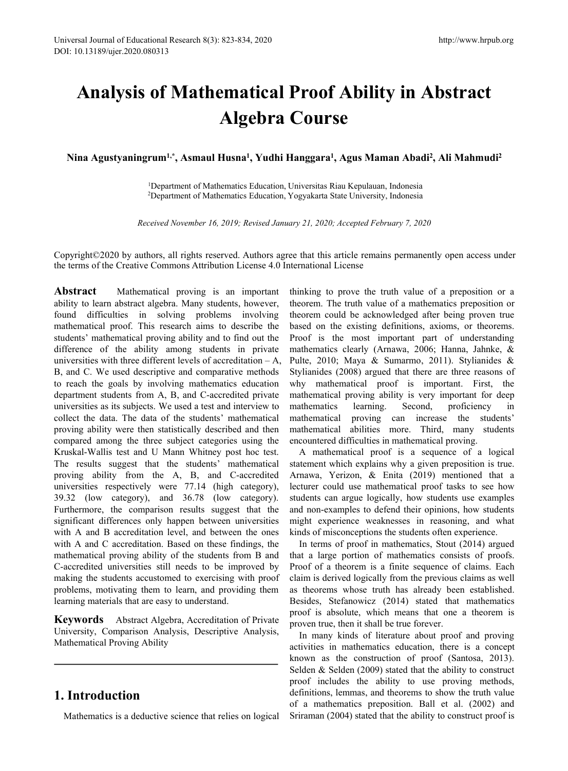# Analysis of Mathematical Proof Ability in Abstract Algebra Course

**Nina Agustyaningrum[1,*], Asmaul Husna[1], Yudhi Hanggara[1], Agus Maman Abadi[2], Ali Mahmudi[2]**

[1]Department of Mathematics Education, Universitas Riau Kepulauan, Indonesia
[2]Department of Mathematics Education, Yogyakarta State University, Indonesia

*Received November 16, 2019; Revised January 21, 2020; Accepted February 7, 2020*

Copyright©2020 by authors, all rights reserved. Authors agree that this article remains permanently open access under the terms of the Creative Commons Attribution License 4.0 International License

**Abstract** Mathematical proving is an important ability to learn abstract algebra. Many students, however, found difficulties in solving problems involving mathematical proof. This research aims to describe the students' mathematical proving ability and to find out the difference of the ability among students in private universities with three different levels of accreditation – A, B, and C. We used descriptive and comparative methods to reach the goals by involving mathematics education department students from A, B, and C-accredited private universities as its subjects. We used a test and interview to collect the data. The data of the students' mathematical proving ability were then statistically described and then compared among the three subject categories using the Kruskal-Wallis test and U Mann Whitney post hoc test. The results suggest that the students' mathematical proving ability from the A, B, and C-accredited universities respectively were 77.14 (high category), 39.32 (low category), and 36.78 (low category). Furthermore, the comparison results suggest that the significant differences only happen between universities with A and B accreditation level, and between the ones with A and C accreditation. Based on these findings, the mathematical proving ability of the students from B and C-accredited universities still needs to be improved by making the students accustomed to exercising with proof problems, motivating them to learn, and providing them learning materials that are easy to understand.

**Keywords** Abstract Algebra, Accreditation of Private University, Comparison Analysis, Descriptive Analysis, Mathematical Proving Ability

## 1. Introduction

Mathematics is a deductive science that relies on logical thinking to prove the truth value of a preposition or a theorem. The truth value of a mathematics preposition or theorem could be acknowledged after being proven true based on the existing definitions, axioms, or theorems. Proof is the most important part of understanding mathematics clearly (Arnawa, 2006; Hanna, Jahnke, & Pulte, 2010; Maya & Sumarmo, 2011). Stylianides & Stylianides (2008) argued that there are three reasons of why mathematical proof is important. First, the mathematical proving ability is very important for deep mathematics learning. Second, proficiency in mathematical proving can increase the students' mathematical abilities more. Third, many students encountered difficulties in mathematical proving.

A mathematical proof is a sequence of a logical statement which explains why a given preposition is true. Arnawa, Yerizon, & Enita (2019) mentioned that a lecturer could use mathematical proof tasks to see how students can argue logically, how students use examples and non-examples to defend their opinions, how students might experience weaknesses in reasoning, and what kinds of misconceptions the students often experience.

In terms of proof in mathematics, Stout (2014) argued that a large portion of mathematics consists of proofs. Proof of a theorem is a finite sequence of claims. Each claim is derived logically from the previous claims as well as theorems whose truth has already been established. Besides, Stefanowicz (2014) stated that mathematics proof is absolute, which means that one a theorem is proven true, then it shall be true forever.

In many kinds of literature about proof and proving activities in mathematics education, there is a concept known as the construction of proof (Santosa, 2013). Selden & Selden (2009) stated that the ability to construct proof includes the ability to use proving methods, definitions, lemmas, and theorems to show the truth value of a mathematics preposition. Ball et al. (2002) and Sriraman (2004) stated that the ability to construct proof is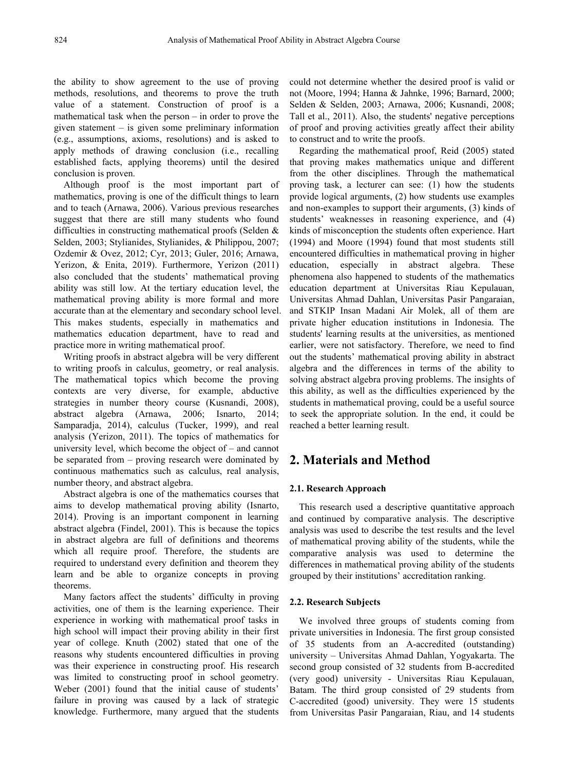the ability to show agreement to the use of proving methods, resolutions, and theorems to prove the truth value of a statement. Construction of proof is a mathematical task when the person – in order to prove the given statement – is given some preliminary information (e.g., assumptions, axioms, resolutions) and is asked to apply methods of drawing conclusion (i.e., recalling established facts, applying theorems) until the desired conclusion is proven.

Although proof is the most important part of mathematics, proving is one of the difficult things to learn and to teach (Arnawa, 2006). Various previous researches suggest that there are still many students who found difficulties in constructing mathematical proofs (Selden & Selden, 2003; Stylianides, Stylianides, & Philippou, 2007; Ozdemir & Ovez, 2012; Cyr, 2013; Guler, 2016; Arnawa, Yerizon, & Enita, 2019). Furthermore, Yerizon (2011) also concluded that the students' mathematical proving ability was still low. At the tertiary education level, the mathematical proving ability is more formal and more accurate than at the elementary and secondary school level. This makes students, especially in mathematics and mathematics education department, have to read and practice more in writing mathematical proof.

Writing proofs in abstract algebra will be very different to writing proofs in calculus, geometry, or real analysis. The mathematical topics which become the proving contexts are very diverse, for example, abductive strategies in number theory course (Kusnandi, 2008), abstract algebra (Arnawa, 2006; Isnarto, 2014; Samparadja, 2014), calculus (Tucker, 1999), and real analysis (Yerizon, 2011). The topics of mathematics for university level, which become the object of – and cannot be separated from – proving research were dominated by continuous mathematics such as calculus, real analysis, number theory, and abstract algebra.

Abstract algebra is one of the mathematics courses that aims to develop mathematical proving ability (Isnarto, 2014). Proving is an important component in learning abstract algebra (Findel, 2001). This is because the topics in abstract algebra are full of definitions and theorems which all require proof. Therefore, the students are required to understand every definition and theorem they learn and be able to organize concepts in proving theorems.

Many factors affect the students' difficulty in proving activities, one of them is the learning experience. Their experience in working with mathematical proof tasks in high school will impact their proving ability in their first year of college. Knuth (2002) stated that one of the reasons why students encountered difficulties in proving was their experience in constructing proof. His research was limited to constructing proof in school geometry. Weber (2001) found that the initial cause of students' failure in proving was caused by a lack of strategic knowledge. Furthermore, many argued that the students could not determine whether the desired proof is valid or not (Moore, 1994; Hanna & Jahnke, 1996; Barnard, 2000; Selden & Selden, 2003; Arnawa, 2006; Kusnandi, 2008; Tall et al., 2011). Also, the students' negative perceptions of proof and proving activities greatly affect their ability to construct and to write the proofs.

Regarding the mathematical proof, Reid (2005) stated that proving makes mathematics unique and different from the other disciplines. Through the mathematical proving task, a lecturer can see: (1) how the students provide logical arguments, (2) how students use examples and non-examples to support their arguments, (3) kinds of students' weaknesses in reasoning experience, and (4) kinds of misconception the students often experience. Hart (1994) and Moore (1994) found that most students still encountered difficulties in mathematical proving in higher education, especially in abstract algebra. These phenomena also happened to students of the mathematics education department at Universitas Riau Kepulauan, Universitas Ahmad Dahlan, Universitas Pasir Pangaraian, and STKIP Insan Madani Air Molek, all of them are private higher education institutions in Indonesia. The students' learning results at the universities, as mentioned earlier, were not satisfactory. Therefore, we need to find out the students' mathematical proving ability in abstract algebra and the differences in terms of the ability to solving abstract algebra proving problems. The insights of this ability, as well as the difficulties experienced by the students in mathematical proving, could be a useful source to seek the appropriate solution. In the end, it could be reached a better learning result.

## 2. Materials and Method

### 2.1. Research Approach

This research used a descriptive quantitative approach and continued by comparative analysis. The descriptive analysis was used to describe the test results and the level of mathematical proving ability of the students, while the comparative analysis was used to determine the differences in mathematical proving ability of the students grouped by their institutions' accreditation ranking.

### 2.2. Research Subjects

We involved three groups of students coming from private universities in Indonesia. The first group consisted of 35 students from an A-accredited (outstanding) university – Universitas Ahmad Dahlan, Yogyakarta. The second group consisted of 32 students from B-accredited (very good) university - Universitas Riau Kepulauan, Batam. The third group consisted of 29 students from C-accredited (good) university. They were 15 students from Universitas Pasir Pangaraian, Riau, and 14 students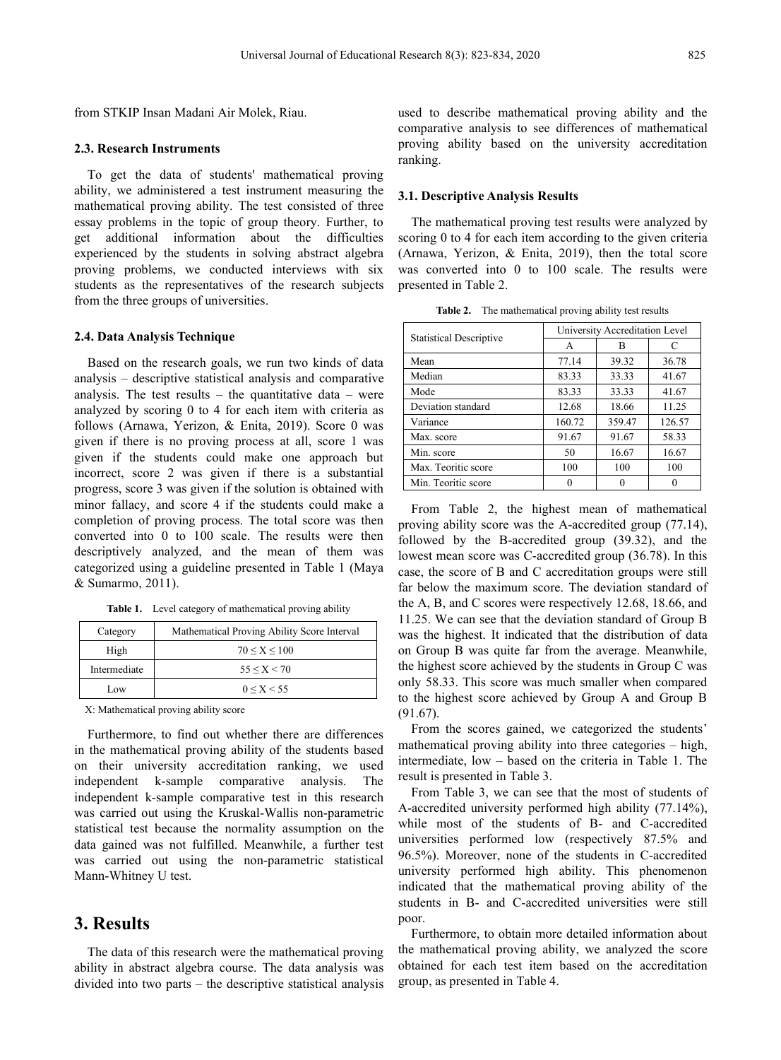from STKIP Insan Madani Air Molek, Riau.

### 2.3. Research Instruments

To get the data of students' mathematical proving ability, we administered a test instrument measuring the mathematical proving ability. The test consisted of three essay problems in the topic of group theory. Further, to get additional information about the difficulties experienced by the students in solving abstract algebra proving problems, we conducted interviews with six students as the representatives of the research subjects from the three groups of universities.

### 2.4. Data Analysis Technique

Based on the research goals, we run two kinds of data analysis – descriptive statistical analysis and comparative analysis. The test results – the quantitative data – were analyzed by scoring 0 to 4 for each item with criteria as follows (Arnawa, Yerizon, & Enita, 2019). Score 0 was given if there is no proving process at all, score 1 was given if the students could make one approach but incorrect, score 2 was given if there is a substantial progress, score 3 was given if the solution is obtained with minor fallacy, and score 4 if the students could make a completion of proving process. The total score was then converted into 0 to 100 scale. The results were then descriptively analyzed, and the mean of them was categorized using a guideline presented in Table 1 (Maya & Sumarmo, 2011).

**Table 1.** Level category of mathematical proving ability

| Category | Mathematical Proving Ability Score Interval |
|---|---|
| High | $70 \leq X \leq 100$ |
| Intermediate | $55 \leq X < 70$ |
| Low | $0 \leq X < 55$ |

X: Mathematical proving ability score

Furthermore, to find out whether there are differences in the mathematical proving ability of the students based on their university accreditation ranking, we used independent k-sample comparative analysis. The independent k-sample comparative test in this research was carried out using the Kruskal-Wallis non-parametric statistical test because the normality assumption on the data gained was not fulfilled. Meanwhile, a further test was carried out using the non-parametric statistical Mann-Whitney U test.

## 3. Results

The data of this research were the mathematical proving ability in abstract algebra course. The data analysis was divided into two parts – the descriptive statistical analysis used to describe mathematical proving ability and the comparative analysis to see differences of mathematical proving ability based on the university accreditation ranking.

### 3.1. Descriptive Analysis Results

The mathematical proving test results were analyzed by scoring 0 to 4 for each item according to the given criteria (Arnawa, Yerizon, & Enita, 2019), then the total score was converted into 0 to 100 scale. The results were presented in Table 2.

**Table 2.** The mathematical proving ability test results

| Statistical Descriptive | University Accreditation Level | | |
|---|---|---|---|
| | A | B | C |
| Mean | 77.14 | 39.32 | 36.78 |
| Median | 83.33 | 33.33 | 41.67 |
| Mode | 83.33 | 33.33 | 41.67 |
| Deviation standard | 12.68 | 18.66 | 11.25 |
| Variance | 160.72 | 359.47 | 126.57 |
| Max. score | 91.67 | 91.67 | 58.33 |
| Min. score | 50 | 16.67 | 16.67 |
| Max. Teoritic score | 100 | 100 | 100 |
| Min. Teoritic score | 0 | 0 | 0 |

From Table 2, the highest mean of mathematical proving ability score was the A-accredited group (77.14), followed by the B-accredited group (39.32), and the lowest mean score was C-accredited group (36.78). In this case, the score of B and C accreditation groups were still far below the maximum score. The deviation standard of the A, B, and C scores were respectively 12.68, 18.66, and 11.25. We can see that the deviation standard of Group B was the highest. It indicated that the distribution of data on Group B was quite far from the average. Meanwhile, the highest score achieved by the students in Group C was only 58.33. This score was much smaller when compared to the highest score achieved by Group A and Group B (91.67).

From the scores gained, we categorized the students' mathematical proving ability into three categories – high, intermediate, low – based on the criteria in Table 1. The result is presented in Table 3.

From Table 3, we can see that the most of students of A-accredited university performed high ability (77.14%), while most of the students of B- and C-accredited universities performed low (respectively 87.5% and 96.5%). Moreover, none of the students in C-accredited university performed high ability. This phenomenon indicated that the mathematical proving ability of the students in B- and C-accredited universities were still poor.

Furthermore, to obtain more detailed information about the mathematical proving ability, we analyzed the score obtained for each test item based on the accreditation group, as presented in Table 4.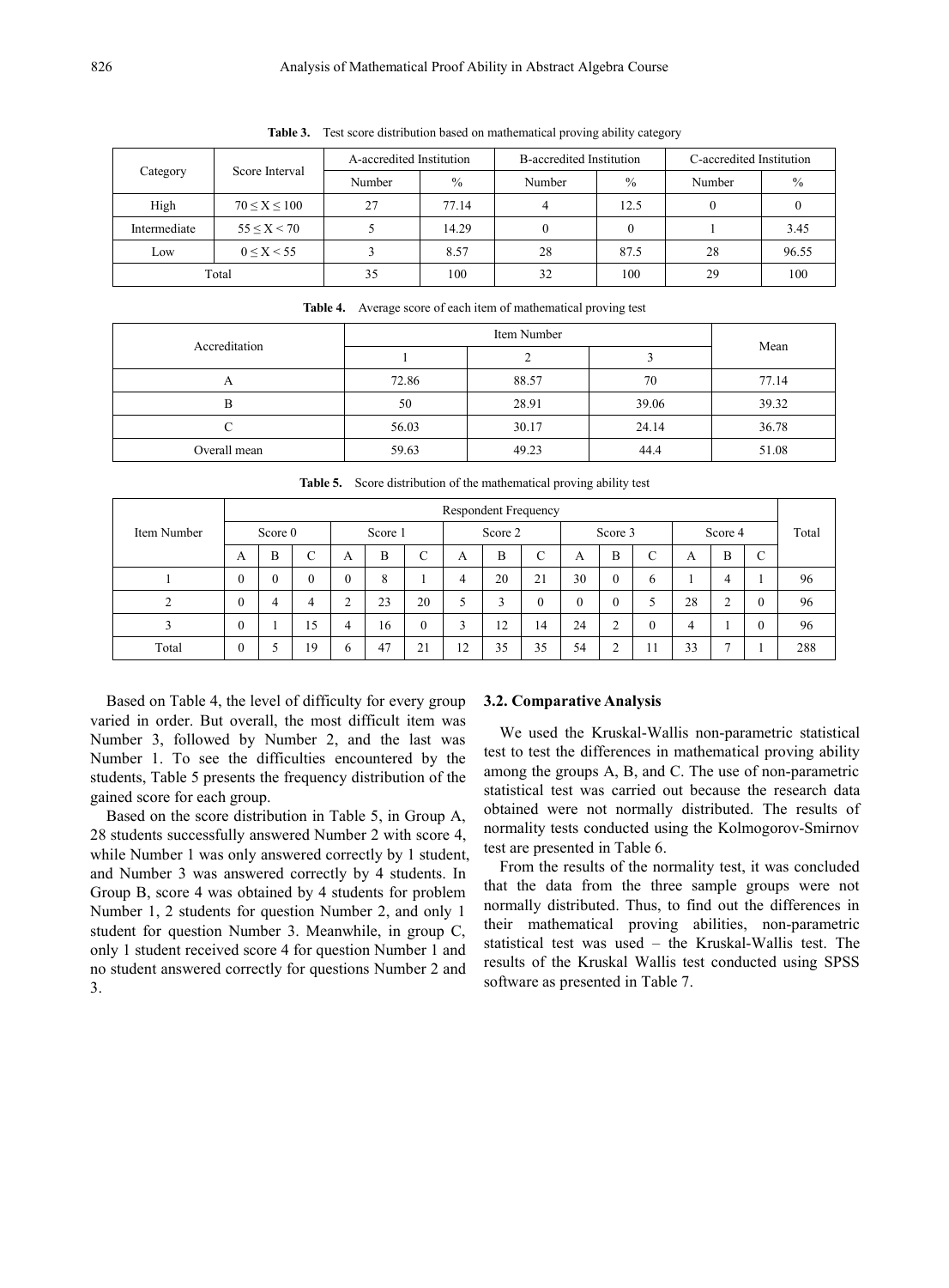**Table 3.** Test score distribution based on mathematical proving ability category

| Category | Score Interval | A-accredited Institution | | B-accredited Institution | | C-accredited Institution | |
|---|---|---|---|---|---|---|---|
| | | Number | % | Number | % | Number | % |
| High | $70 \leq X \leq 100$ | 27 | 77.14 | 4 | 12.5 | 0 | 0 |
| Intermediate | $55 \leq X < 70$ | 5 | 14.29 | 0 | 0 | 1 | 3.45 |
| Low | $0 \leq X < 55$ | 3 | 8.57 | 28 | 87.5 | 28 | 96.55 |
| Total | | 35 | 100 | 32 | 100 | 29 | 100 |

**Table 4.** Average score of each item of mathematical proving test

| Accreditation | Item Number | | | Mean |
|---|---|---|---|---|
| | 1 | 2 | 3 | |
| A | 72.86 | 88.57 | 70 | 77.14 |
| B | 50 | 28.91 | 39.06 | 39.32 |
| C | 56.03 | 30.17 | 24.14 | 36.78 |
| Overall mean | 59.63 | 49.23 | 44.4 | 51.08 |

**Table 5.** Score distribution of the mathematical proving ability test

| Item Number | Respondent Frequency | | | | | | | | | | | | | | | Total |
|---|---|---|---|---|---|---|---|---|---|---|---|---|---|---|---|---|
| | Score 0 | | | Score 1 | | | Score 2 | | | Score 3 | | | Score 4 | | | |
| | A | B | C | A | B | C | A | B | C | A | B | C | A | B | C | |
| 1 | 0 | 0 | 0 | 0 | 8 | 1 | 4 | 20 | 21 | 30 | 0 | 6 | 1 | 4 | 1 | 96 |
| 2 | 0 | 4 | 4 | 2 | 23 | 20 | 5 | 3 | 0 | 0 | 0 | 5 | 28 | 2 | 0 | 96 |
| 3 | 0 | 1 | 15 | 4 | 16 | 0 | 3 | 12 | 14 | 24 | 2 | 0 | 4 | 1 | 0 | 96 |
| Total | 0 | 5 | 19 | 6 | 47 | 21 | 12 | 35 | 35 | 54 | 2 | 11 | 33 | 7 | 1 | 288 |

Based on Table 4, the level of difficulty for every group varied in order. But overall, the most difficult item was Number 3, followed by Number 2, and the last was Number 1. To see the difficulties encountered by the students, Table 5 presents the frequency distribution of the gained score for each group.

Based on the score distribution in Table 5, in Group A, 28 students successfully answered Number 2 with score 4, while Number 1 was only answered correctly by 1 student, and Number 3 was answered correctly by 4 students. In Group B, score 4 was obtained by 4 students for problem Number 1, 2 students for question Number 2, and only 1 student for question Number 3. Meanwhile, in group C, only 1 student received score 4 for question Number 1 and no student answered correctly for questions Number 2 and 3.

### 3.2. Comparative Analysis

We used the Kruskal-Wallis non-parametric statistical test to test the differences in mathematical proving ability among the groups A, B, and C. The use of non-parametric statistical test was carried out because the research data obtained were not normally distributed. The results of normality tests conducted using the Kolmogorov-Smirnov test are presented in Table 6.

From the results of the normality test, it was concluded that the data from the three sample groups were not normally distributed. Thus, to find out the differences in their mathematical proving abilities, non-parametric statistical test was used – the Kruskal-Wallis test. The results of the Kruskal Wallis test conducted using SPSS software as presented in Table 7.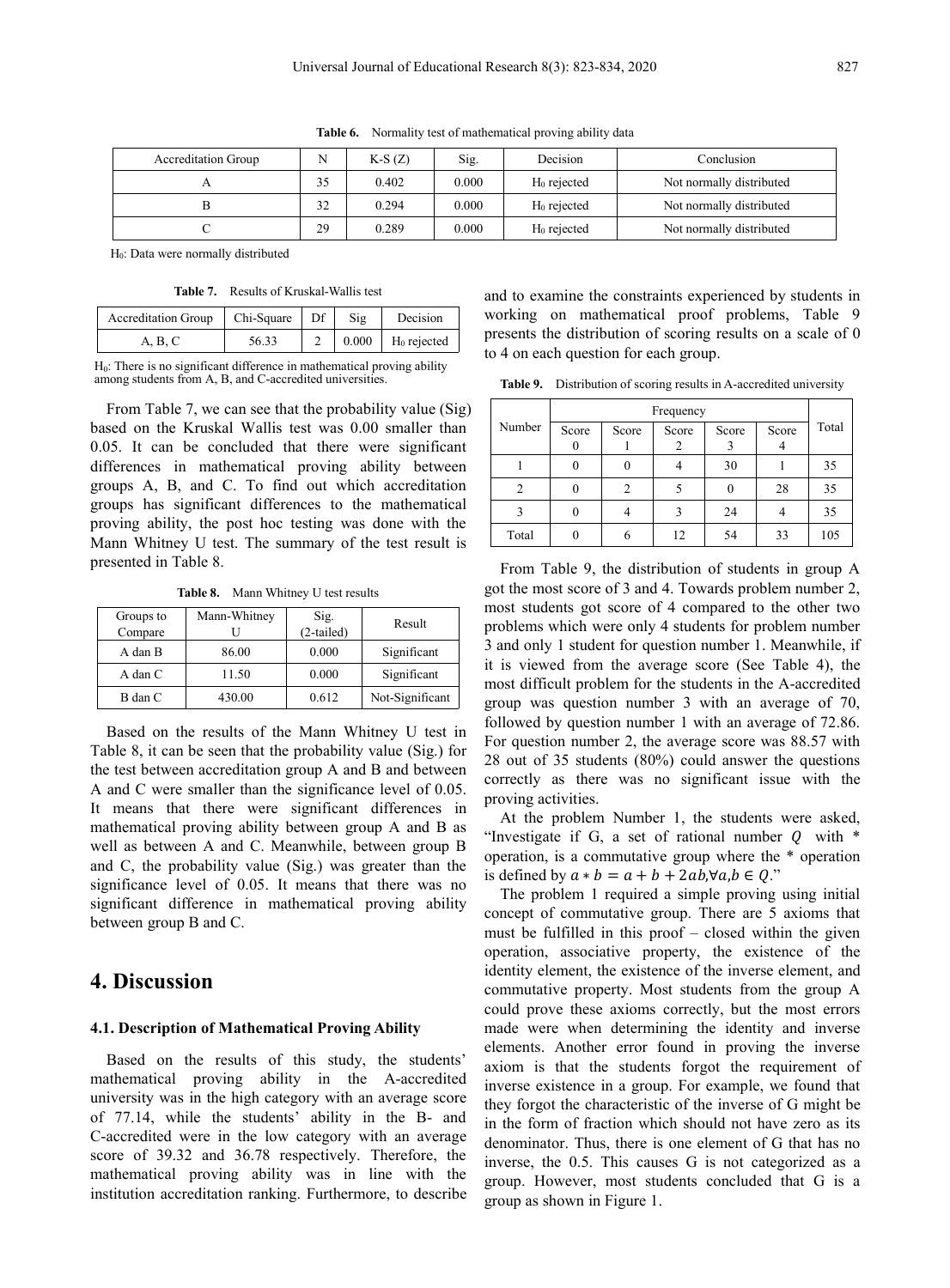**Table 6.** Normality test of mathematical proving ability data

| Accreditation Group | N | K-S (Z) | Sig. | Decision | Conclusion |
|---|---|---|---|---|---|
| A | 35 | 0.402 | 0.000 | $H_0$ rejected | Not normally distributed |
| B | 32 | 0.294 | 0.000 | $H_0$ rejected | Not normally distributed |
| C | 29 | 0.289 | 0.000 | $H_0$ rejected | Not normally distributed |

$H_0$: Data were normally distributed

**Table 7.** Results of Kruskal-Wallis test

| Accreditation Group | Chi-Square | Df | Sig | Decision |
|---|---|---|---|---|
| A, B, C | 56.33 | 2 | 0.000 | $H_0$ rejected |

$H_0$: There is no significant difference in mathematical proving ability among students from A, B, and C-accredited universities.

From Table 7, we can see that the probability value (Sig) based on the Kruskal Wallis test was 0.00 smaller than 0.05. It can be concluded that there were significant differences in mathematical proving ability between groups A, B, and C. To find out which accreditation groups has significant differences to the mathematical proving ability, the post hoc testing was done with the Mann Whitney U test. The summary of the test result is presented in Table 8.

**Table 8.** Mann Whitney U test results

| Groups to Compare | Mann-Whitney U | Sig. (2-tailed) | Result |
|---|---|---|---|
| A dan B | 86.00 | 0.000 | Significant |
| A dan C | 11.50 | 0.000 | Significant |
| B dan C | 430.00 | 0.612 | Not-Significant |

Based on the results of the Mann Whitney U test in Table 8, it can be seen that the probability value (Sig.) for the test between accreditation group A and B and between A and C were smaller than the significance level of 0.05. It means that there were significant differences in mathematical proving ability between group A and B as well as between A and C. Meanwhile, between group B and C, the probability value (Sig.) was greater than the significance level of 0.05. It means that there was no significant difference in mathematical proving ability between group B and C.

## 4. Discussion

### 4.1. Description of Mathematical Proving Ability

Based on the results of this study, the students' mathematical proving ability in the A-accredited university was in the high category with an average score of 77.14, while the students' ability in the B- and C-accredited were in the low category with an average score of 39.32 and 36.78 respectively. Therefore, the mathematical proving ability was in line with the institution accreditation ranking. Furthermore, to describe and to examine the constraints experienced by students in working on mathematical proof problems, Table 9 presents the distribution of scoring results on a scale of 0 to 4 on each question for each group.

**Table 9.** Distribution of scoring results in A-accredited university

| Number | Frequency | | | | | Total |
|---|---|---|---|---|---|---|
| | Score 0 | Score 1 | Score 2 | Score 3 | Score 4 | |
| 1 | 0 | 0 | 4 | 30 | 1 | 35 |
| 2 | 0 | 2 | 5 | 0 | 28 | 35 |
| 3 | 0 | 4 | 3 | 24 | 4 | 35 |
| Total | 0 | 6 | 12 | 54 | 33 | 105 |

From Table 9, the distribution of students in group A got the most score of 3 and 4. Towards problem number 2, most students got score of 4 compared to the other two problems which were only 4 students for problem number 3 and only 1 student for question number 1. Meanwhile, if it is viewed from the average score (See Table 4), the most difficult problem for the students in the A-accredited group was question number 3 with an average of 70, followed by question number 1 with an average of 72.86. For question number 2, the average score was 88.57 with 28 out of 35 students (80%) could answer the questions correctly as there was no significant issue with the proving activities.

At the problem Number 1, the students were asked, "Investigate if G, a set of rational number $Q$ with * operation, is a commutative group where the * operation is defined by $a * b = a + b + 2ab, \forall a, b \in Q$."

The problem 1 required a simple proving using initial concept of commutative group. There are 5 axioms that must be fulfilled in this proof – closed within the given operation, associative property, the existence of the identity element, the existence of the inverse element, and commutative property. Most students from the group A could prove these axioms correctly, but the most errors made were when determining the identity and inverse elements. Another error found in proving the inverse axiom is that the students forgot the requirement of inverse existence in a group. For example, we found that they forgot the characteristic of the inverse of G might be in the form of fraction which should not have zero as its denominator. Thus, there is one element of G that has no inverse, the 0.5. This causes G is not categorized as a group. However, most students concluded that G is a group as shown in Figure 1.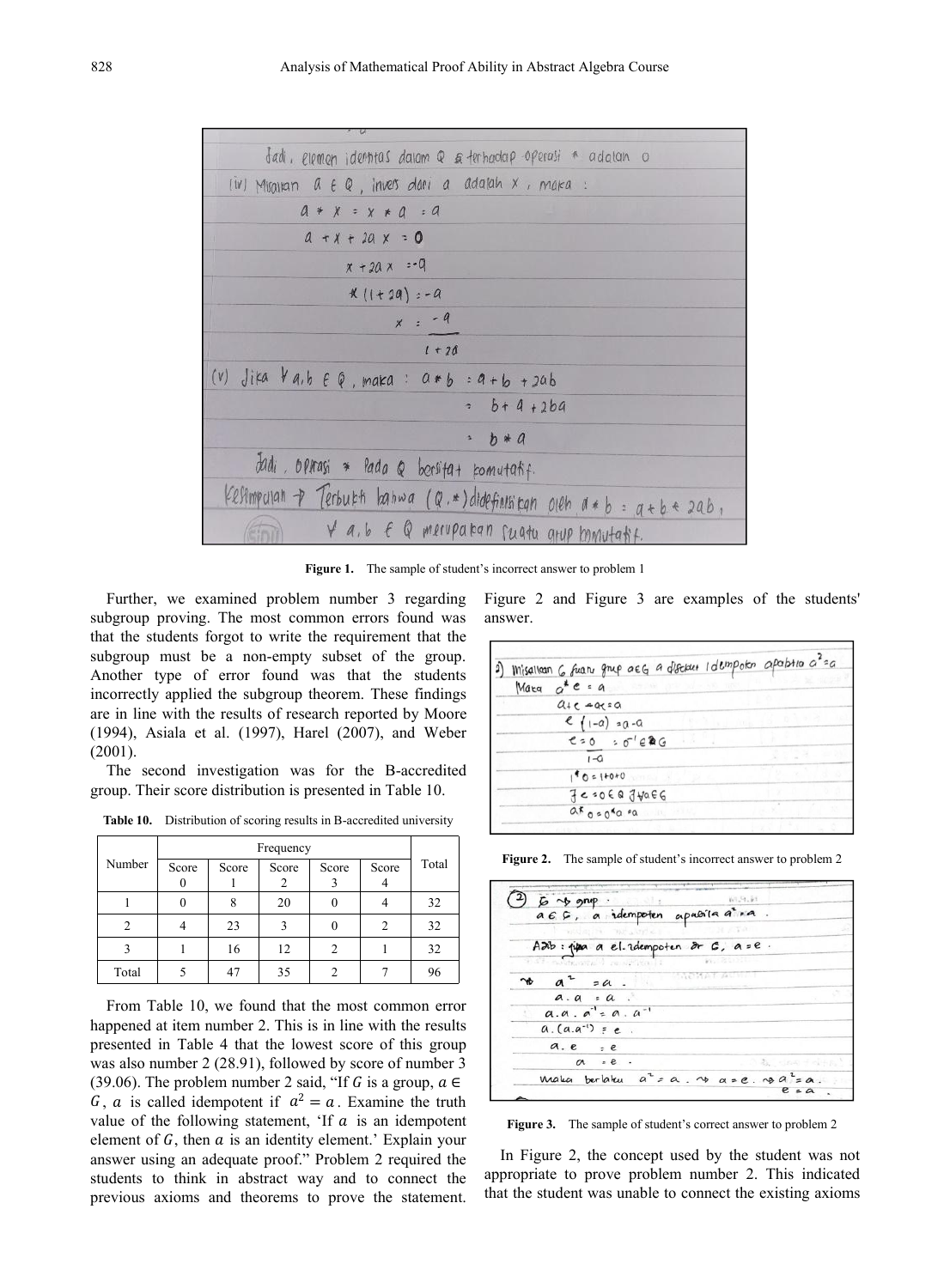Figure 1. The sample of student's incorrect answer to problem 1

Further, we examined problem number 3 regarding subgroup proving. The most common errors found was that the students forgot to write the requirement that the subgroup must be a non-empty subset of the group. Another type of error found was that the students incorrectly applied the subgroup theorem. These findings are in line with the results of research reported by Moore (1994), Asiala et al. (1997), Harel (2007), and Weber (2001).

The second investigation was for the B-accredited group. Their score distribution is presented in Table 10.

**Table 10.** Distribution of scoring results in B-accredited university

| Number | Frequency | | | | | Total |
|---|---|---|---|---|---|---|
| | Score 0 | Score 1 | Score 2 | Score 3 | Score 4 | |
| 1 | 0 | 8 | 20 | 0 | 4 | 32 |
| 2 | 4 | 23 | 3 | 0 | 2 | 32 |
| 3 | 1 | 16 | 12 | 2 | 1 | 32 |
| Total | 5 | 47 | 35 | 2 | 7 | 96 |

From Table 10, we found that the most common error happened at item number 2. This is in line with the results presented in Table 4 that the lowest score of this group was also number 2 (28.91), followed by score of number 3 (39.06). The problem number 2 said, "If $G$ is a group, $a \in G$, $a$ is called idempotent if $a^2 = a$. Examine the truth value of the following statement, 'If $a$ is an idempotent element of $G$, then $a$ is an identity element.' Explain your answer using an adequate proof." Problem 2 required the students to think in abstract way and to connect the previous axioms and theorems to prove the statement. Figure 2 and Figure 3 are examples of the students' answer.

Figure 2. The sample of student's incorrect answer to problem 2

Figure 3. The sample of student's correct answer to problem 2

In Figure 2, the concept used by the student was not appropriate to prove problem number 2. This indicated that the student was unable to connect the existing axioms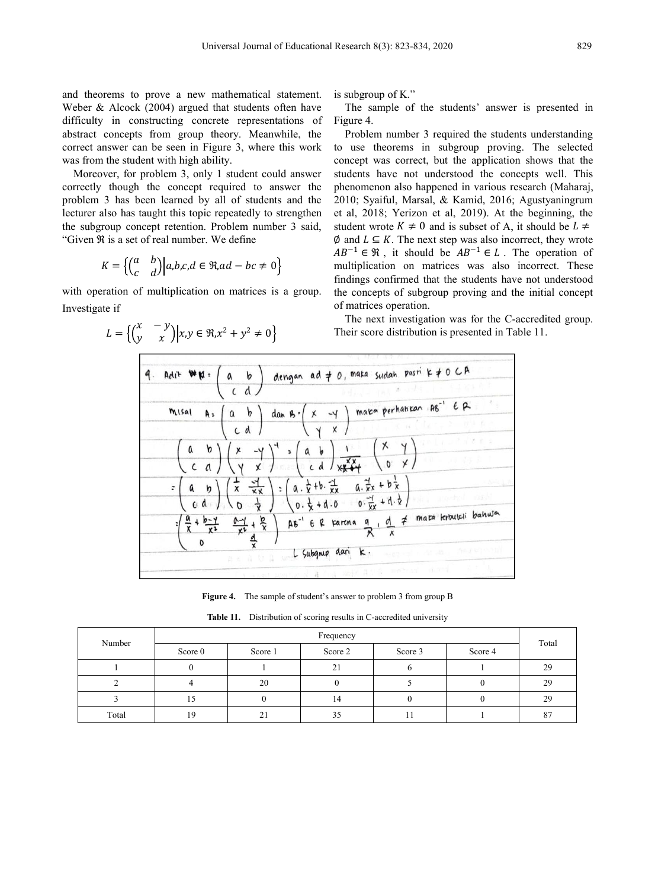and theorems to prove a new mathematical statement. Weber & Alcock (2004) argued that students often have difficulty in constructing concrete representations of abstract concepts from group theory. Meanwhile, the correct answer can be seen in Figure 3, where this work was from the student with high ability.

Moreover, for problem 3, only 1 student could answer correctly though the concept required to answer the problem 3 has been learned by all of students and the lecturer also has taught this topic repeatedly to strengthen the subgroup concept retention. Problem number 3 said, "Given $\Re$ is a set of real number. We define

$$K = \left\{ \begin{pmatrix} a & b \\ c & d \end{pmatrix} \middle| a,b,c,d \in \Re, ad - bc \neq 0 \right\}$$

with operation of multiplication on matrices is a group. Investigate if

$$L = \left\{ \begin{pmatrix} x & -y \\ y & x \end{pmatrix} \middle| x,y \in \Re, x^2 + y^2 \neq 0 \right\}$$

is subgroup of K."

The sample of the students' answer is presented in Figure 4.

Problem number 3 required the students understanding to use theorems in subgroup proving. The selected concept was correct, but the application shows that the students have not understood the concepts well. This phenomenon also happened in various research (Maharaj, 2010; Syaiful, Marsal, & Kamid, 2016; Agustyaningrum et al, 2018; Yerizon et al, 2019). At the beginning, the student wrote $K \neq 0$ and is subset of A, it should be $L \neq \emptyset$ and $L \subseteq K$. The next step was also incorrect, they wrote $AB^{-1} \in \Re$, it should be $AB^{-1} \in L$. The operation of multiplication on matrices was also incorrect. These findings confirmed that the students have not understood the concepts of subgroup proving and the initial concept of matrices operation.

The next investigation was for the C-accredited group. Their score distribution is presented in Table 11.

**Figure 4.** The sample of student's answer to problem 3 from group B

**Table 11.** Distribution of scoring results in C-accredited university

| Number | Frequency | | | | | Total |
|---|---|---|---|---|---|---|
| | Score 0 | Score 1 | Score 2 | Score 3 | Score 4 | |
| 1 | 0 | 1 | 21 | 6 | 1 | 29 |
| 2 | 4 | 20 | 0 | 5 | 0 | 29 |
| 3 | 15 | 0 | 14 | 0 | 0 | 29 |
| Total | 19 | 21 | 35 | 11 | 1 | 87 |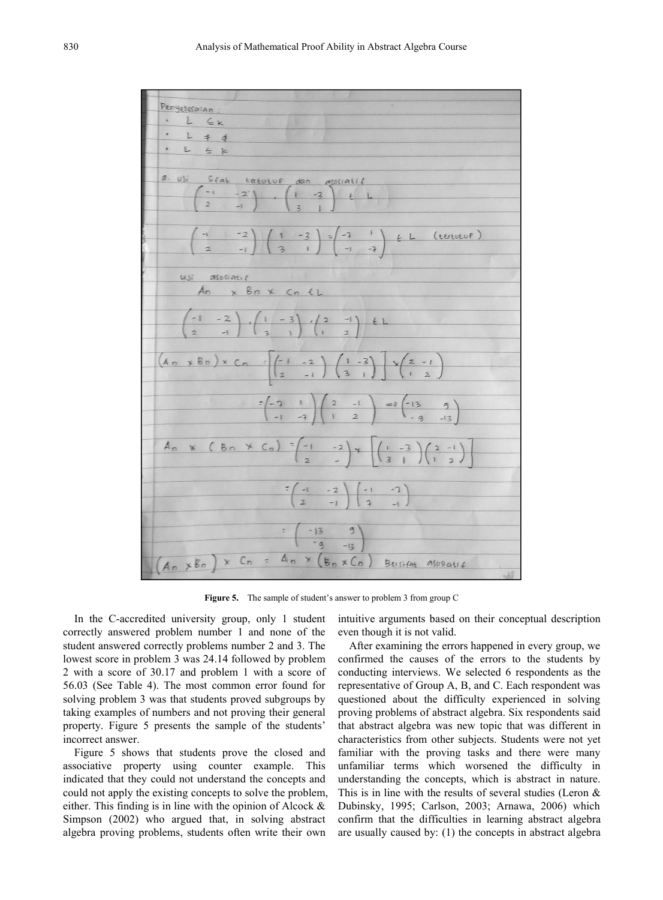**Figure 5.** The sample of student's answer to problem 3 from group C

In the C-accredited university group, only 1 student correctly answered problem number 1 and none of the student answered correctly problems number 2 and 3. The lowest score in problem 3 was 24.14 followed by problem 2 with a score of 30.17 and problem 1 with a score of 56.03 (See Table 4). The most common error found for solving problem 3 was that students proved subgroups by taking examples of numbers and not proving their general property. Figure 5 presents the sample of the students' incorrect answer.

Figure 5 shows that students prove the closed and associative property using counter example. This indicated that they could not understand the concepts and could not apply the existing concepts to solve the problem, either. This finding is in line with the opinion of Alcock & Simpson (2002) who argued that, in solving abstract algebra proving problems, students often write their own intuitive arguments based on their conceptual description even though it is not valid.

After examining the errors happened in every group, we confirmed the causes of the errors to the students by conducting interviews. We selected 6 respondents as the representative of Group A, B, and C. Each respondent was questioned about the difficulty experienced in solving proving problems of abstract algebra. Six respondents said that abstract algebra was new topic that was different in characteristics from other subjects. Students were not yet familiar with the proving tasks and there were many unfamiliar terms which worsened the difficulty in understanding the concepts, which is abstract in nature. This is in line with the results of several studies (Leron & Dubinsky, 1995; Carlson, 2003; Arnawa, 2006) which confirm that the difficulties in learning abstract algebra are usually caused by: (1) the concepts in abstract algebra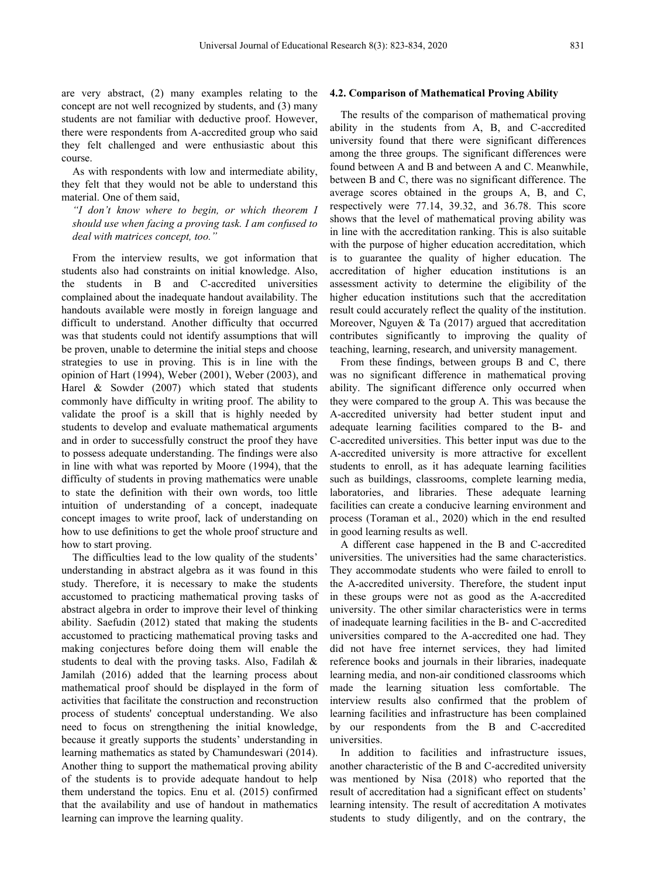are very abstract, (2) many examples relating to the concept are not well recognized by students, and (3) many students are not familiar with deductive proof. However, there were respondents from A-accredited group who said they felt challenged and were enthusiastic about this course.

As with respondents with low and intermediate ability, they felt that they would not be able to understand this material. One of them said,

*"I don't know where to begin, or which theorem I should use when facing a proving task. I am confused to deal with matrices concept, too."*

From the interview results, we got information that students also had constraints on initial knowledge. Also, the students in B and C-accredited universities complained about the inadequate handout availability. The handouts available were mostly in foreign language and difficult to understand. Another difficulty that occurred was that students could not identify assumptions that will be proven, unable to determine the initial steps and choose strategies to use in proving. This is in line with the opinion of Hart (1994), Weber (2001), Weber (2003), and Harel & Sowder (2007) which stated that students commonly have difficulty in writing proof. The ability to validate the proof is a skill that is highly needed by students to develop and evaluate mathematical arguments and in order to successfully construct the proof they have to possess adequate understanding. The findings were also in line with what was reported by Moore (1994), that the difficulty of students in proving mathematics were unable to state the definition with their own words, too little intuition of understanding of a concept, inadequate concept images to write proof, lack of understanding on how to use definitions to get the whole proof structure and how to start proving.

The difficulties lead to the low quality of the students' understanding in abstract algebra as it was found in this study. Therefore, it is necessary to make the students accustomed to practicing mathematical proving tasks of abstract algebra in order to improve their level of thinking ability. Saefudin (2012) stated that making the students accustomed to practicing mathematical proving tasks and making conjectures before doing them will enable the students to deal with the proving tasks. Also, Fadilah & Jamilah (2016) added that the learning process about mathematical proof should be displayed in the form of activities that facilitate the construction and reconstruction process of students' conceptual understanding. We also need to focus on strengthening the initial knowledge, because it greatly supports the students' understanding in learning mathematics as stated by Chamundeswari (2014). Another thing to support the mathematical proving ability of the students is to provide adequate handout to help them understand the topics. Enu et al. (2015) confirmed that the availability and use of handout in mathematics learning can improve the learning quality.

### 4.2. Comparison of Mathematical Proving Ability

The results of the comparison of mathematical proving ability in the students from A, B, and C-accredited university found that there were significant differences among the three groups. The significant differences were found between A and B and between A and C. Meanwhile, between B and C, there was no significant difference. The average scores obtained in the groups A, B, and C, respectively were 77.14, 39.32, and 36.78. This score shows that the level of mathematical proving ability was in line with the accreditation ranking. This is also suitable with the purpose of higher education accreditation, which is to guarantee the quality of higher education. The accreditation of higher education institutions is an assessment activity to determine the eligibility of the higher education institutions such that the accreditation result could accurately reflect the quality of the institution. Moreover, Nguyen & Ta (2017) argued that accreditation contributes significantly to improving the quality of teaching, learning, research, and university management.

From these findings, between groups B and C, there was no significant difference in mathematical proving ability. The significant difference only occurred when they were compared to the group A. This was because the A-accredited university had better student input and adequate learning facilities compared to the B- and C-accredited universities. This better input was due to the A-accredited university is more attractive for excellent students to enroll, as it has adequate learning facilities such as buildings, classrooms, complete learning media, laboratories, and libraries. These adequate learning facilities can create a conducive learning environment and process (Toraman et al., 2020) which in the end resulted in good learning results as well.

A different case happened in the B and C-accredited universities. The universities had the same characteristics. They accommodate students who were failed to enroll to the A-accredited university. Therefore, the student input in these groups were not as good as the A-accredited university. The other similar characteristics were in terms of inadequate learning facilities in the B- and C-accredited universities compared to the A-accredited one had. They did not have free internet services, they had limited reference books and journals in their libraries, inadequate learning media, and non-air conditioned classrooms which made the learning situation less comfortable. The interview results also confirmed that the problem of learning facilities and infrastructure has been complained by our respondents from the B and C-accredited universities.

In addition to facilities and infrastructure issues, another characteristic of the B and C-accredited university was mentioned by Nisa (2018) who reported that the result of accreditation had a significant effect on students' learning intensity. The result of accreditation A motivates students to study diligently, and on the contrary, the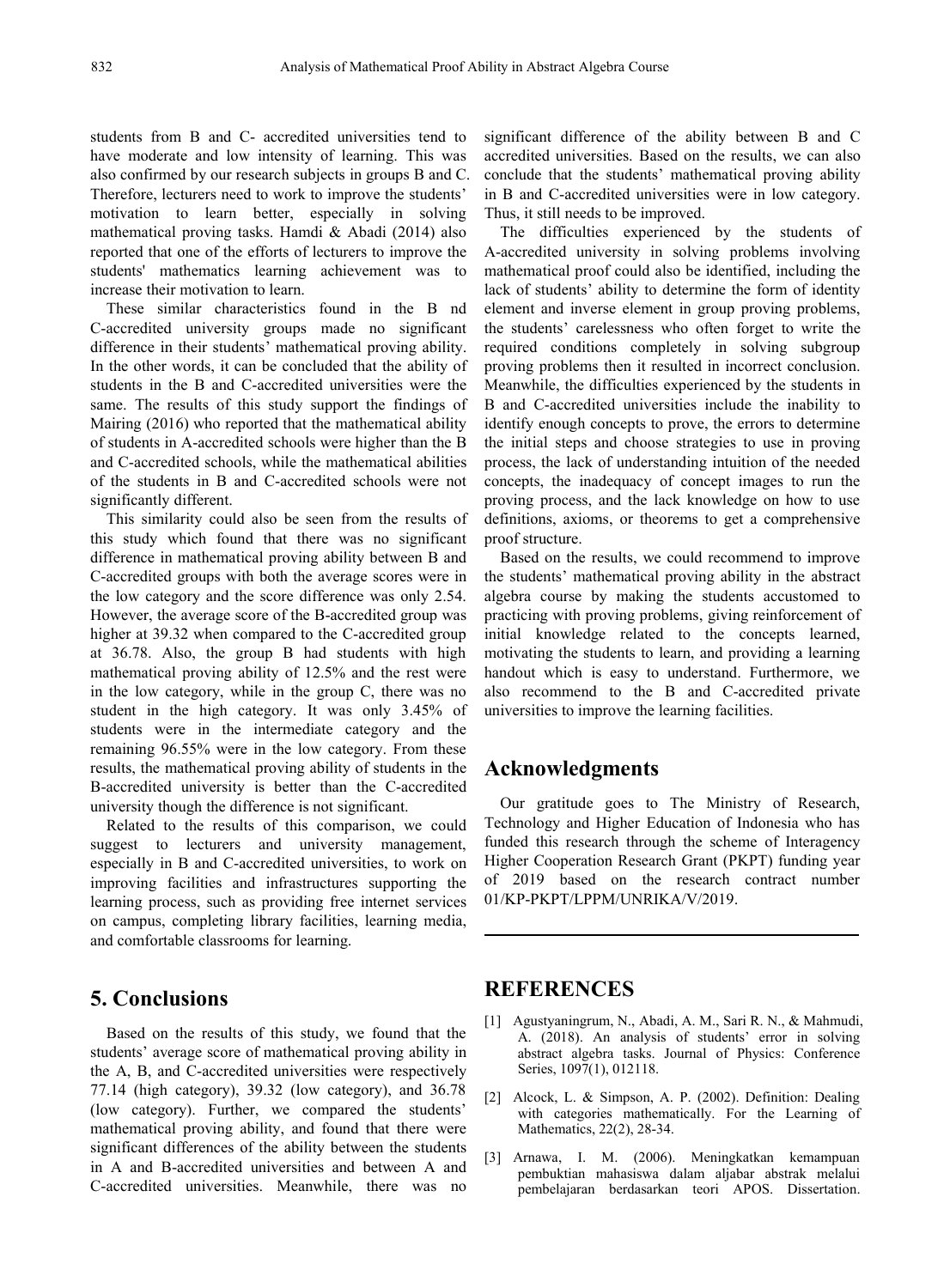students from B and C- accredited universities tend to have moderate and low intensity of learning. This was also confirmed by our research subjects in groups B and C. Therefore, lecturers need to work to improve the students' motivation to learn better, especially in solving mathematical proving tasks. Hamdi & Abadi (2014) also reported that one of the efforts of lecturers to improve the students' mathematics learning achievement was to increase their motivation to learn.

These similar characteristics found in the B nd C-accredited university groups made no significant difference in their students' mathematical proving ability. In the other words, it can be concluded that the ability of students in the B and C-accredited universities were the same. The results of this study support the findings of Mairing (2016) who reported that the mathematical ability of students in A-accredited schools were higher than the B and C-accredited schools, while the mathematical abilities of the students in B and C-accredited schools were not significantly different.

This similarity could also be seen from the results of this study which found that there was no significant difference in mathematical proving ability between B and C-accredited groups with both the average scores were in the low category and the score difference was only 2.54. However, the average score of the B-accredited group was higher at 39.32 when compared to the C-accredited group at 36.78. Also, the group B had students with high mathematical proving ability of 12.5% and the rest were in the low category, while in the group C, there was no student in the high category. It was only 3.45% of students were in the intermediate category and the remaining 96.55% were in the low category. From these results, the mathematical proving ability of students in the B-accredited university is better than the C-accredited university though the difference is not significant.

Related to the results of this comparison, we could suggest to lecturers and university management, especially in B and C-accredited universities, to work on improving facilities and infrastructures supporting the learning process, such as providing free internet services on campus, completing library facilities, learning media, and comfortable classrooms for learning.

## 5. Conclusions

Based on the results of this study, we found that the students' average score of mathematical proving ability in the A, B, and C-accredited universities were respectively 77.14 (high category), 39.32 (low category), and 36.78 (low category). Further, we compared the students' mathematical proving ability, and found that there were significant differences of the ability between the students in A and B-accredited universities and between A and C-accredited universities. Meanwhile, there was no significant difference of the ability between B and C accredited universities. Based on the results, we can also conclude that the students' mathematical proving ability in B and C-accredited universities were in low category. Thus, it still needs to be improved.

The difficulties experienced by the students of A-accredited university in solving problems involving mathematical proof could also be identified, including the lack of students' ability to determine the form of identity element and inverse element in group proving problems, the students' carelessness who often forget to write the required conditions completely in solving subgroup proving problems then it resulted in incorrect conclusion. Meanwhile, the difficulties experienced by the students in B and C-accredited universities include the inability to identify enough concepts to prove, the errors to determine the initial steps and choose strategies to use in proving process, the lack of understanding intuition of the needed concepts, the inadequacy of concept images to run the proving process, and the lack knowledge on how to use definitions, axioms, or theorems to get a comprehensive proof structure.

Based on the results, we could recommend to improve the students' mathematical proving ability in the abstract algebra course by making the students accustomed to practicing with proving problems, giving reinforcement of initial knowledge related to the concepts learned, motivating the students to learn, and providing a learning handout which is easy to understand. Furthermore, we also recommend to the B and C-accredited private universities to improve the learning facilities.

## Acknowledgments

Our gratitude goes to The Ministry of Research, Technology and Higher Education of Indonesia who has funded this research through the scheme of Interagency Higher Cooperation Research Grant (PKPT) funding year of 2019 based on the research contract number 01/KP-PKPT/LPPM/UNRIKA/V/2019.

## REFERENCES

[1] Agustyaningrum, N., Abadi, A. M., Sari R. N., & Mahmudi, A. (2018). An analysis of students' error in solving abstract algebra tasks. Journal of Physics: Conference Series, 1097(1), 012118.

[2] Alcock, L. & Simpson, A. P. (2002). Definition: Dealing with categories mathematically. For the Learning of Mathematics, 22(2), 28-34.

[3] Arnawa, I. M. (2006). Meningkatkan kemampuan pembuktian mahasiswa dalam aljabar abstrak melalui pembelajaran berdasarkan teori APOS. Dissertation.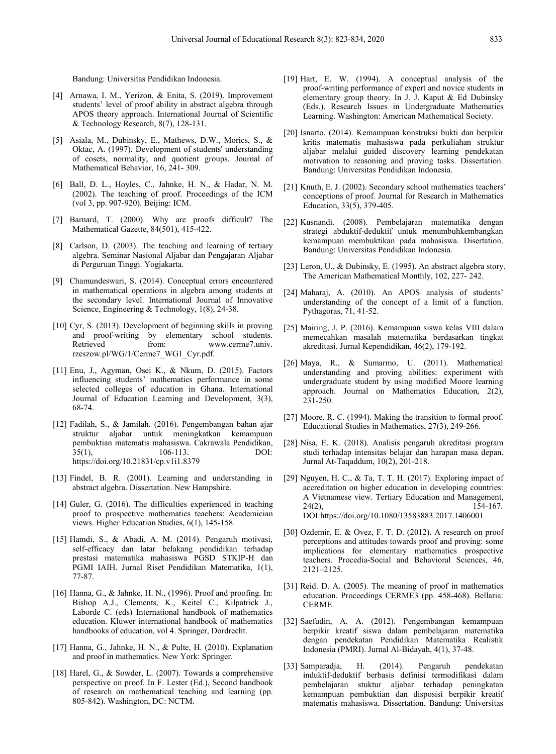Bandung: Universitas Pendidikan Indonesia.

[4] Arnawa, I. M., Yerizon, & Enita, S. (2019). Improvement students' level of proof ability in abstract algebra through APOS theory approach. International Journal of Scientific & Technology Research, 8(7), 128-131.

[5] Asiala, M., Dubinsky, E., Mathews, D.W., Morics, S., & Oktac, A. (1997). Development of students' understanding of cosets, normality, and quotient groups. Journal of Mathematical Behavior, 16, 241- 309.

[6] Ball, D. L., Hoyles, C., Jahnke, H. N., & Hadar, N. M. (2002). The teaching of proof. Proceedings of the ICM (vol 3, pp. 907-920). Beijing: ICM.

[7] Barnard, T. (2000). Why are proofs difficult? The Mathematical Gazette, 84(501), 415-422.

[8] Carlson, D. (2003). The teaching and learning of tertiary algebra. Seminar Nasional Aljabar dan Pengajaran Aljabar di Perguruan Tinggi. Yogjakarta.

[9] Chamundeswari, S. (2014). Conceptual errors encountered in mathematical operations in algebra among students at the secondary level. International Journal of Innovative Science, Engineering & Technology, 1(8), 24-38.

[10] Cyr, S. (2013). Development of beginning skills in proving and proof-writing by elementary school students. Retrieved from: www.cerme7.univ. rzeszow.pl/WG/1/Cerme7_WG1_Cyr.pdf.

[11] Enu, J., Agyman, Osei K., & Nkum, D. (2015). Factors influencing students' mathematics performance in some selected colleges of education in Ghana. International Journal of Education Learning and Development, 3(3), 68-74.

[12] Fadilah, S., & Jamilah. (2016). Pengembangan bahan ajar struktur aljabar untuk meningkatkan kemampuan pembuktian matematis mahasiswa. Cakrawala Pendidikan, 35(1), 106-113. DOI: https://doi.org/10.21831/cp.v1i1.8379

[13] Findel, B. R. (2001). Learning and understanding in abstract algebra. Dissertation. New Hampshire.

[14] Guler, G. (2016). The difficulties experienced in teaching proof to prospective mathematics teachers: Academician views. Higher Education Studies, 6(1), 145-158.

[15] Hamdi, S., & Abadi, A. M. (2014). Pengaruh motivasi, self-efficacy dan latar belakang pendidikan terhadap prestasi matematika mahasiswa PGSD STKIP-H dan PGMI IAIH. Jurnal Riset Pendidikan Matematika, 1(1), 77-87.

[16] Hanna, G., & Jahnke, H. N., (1996). Proof and proofing. In: Bishop A.J., Clements, K., Keitel C., Kilpatrick J., Laborde C. (eds) International handbook of mathematics education. Kluwer international handbook of mathematics handbooks of education, vol 4. Springer, Dordrecht.

[17] Hanna, G., Jahnke, H. N., & Pulte, H. (2010). Explanation and proof in mathematics. New York: Springer.

[18] Harel, G., & Sowder, L. (2007). Towards a comprehensive perspective on proof. In F. Lester (Ed.), Second handbook of research on mathematical teaching and learning (pp. 805-842). Washington, DC: NCTM.

[19] Hart, E. W. (1994). A conceptual analysis of the proof-writing performance of expert and novice students in elementary group theory. In J. J. Kaput & Ed Dubinsky (Eds.). Research Issues in Undergraduate Mathematics Learning. Washington: American Mathematical Society.

[20] Isnarto. (2014). Kemampuan konstruksi bukti dan berpikir kritis matematis mahasiswa pada perkuliahan struktur aljabar melalui guided discovery learning pendekatan motivation to reasoning and proving tasks. Dissertation. Bandung: Universitas Pendidikan Indonesia.

[21] Knuth, E. J. (2002). Secondary school mathematics teachers' conceptions of proof. Journal for Research in Mathematics Education, 33(5), 379-405.

[22] Kusnandi. (2008). Pembelajaran matematika dengan strategi abduktif-deduktif untuk menumbuhkembangkan kemampuan membuktikan pada mahasiswa. Disertation. Bandung: Universitas Pendidikan Indonesia.

[23] Leron, U., & Dubinsky, E. (1995). An abstract algebra story. The American Mathematical Monthly, 102, 227- 242.

[24] Maharaj, A. (2010). An APOS analysis of students' understanding of the concept of a limit of a function. Pythagoras, 71, 41-52.

[25] Mairing, J. P. (2016). Kemampuan siswa kelas VIII dalam memecahkan masalah matematika berdasarkan tingkat akreditasi. Jurnal Kependidikan, 46(2), 179-192.

[26] Maya, R., & Sumarmo, U. (2011). Mathematical understanding and proving abilities: experiment with undergraduate student by using modified Moore learning approach. Journal on Mathematics Education, 2(2), 231-250.

[27] Moore, R. C. (1994). Making the transition to formal proof. Educational Studies in Mathematics, 27(3), 249-266.

[28] Nisa, E. K. (2018). Analisis pengaruh akreditasi program studi terhadap intensitas belajar dan harapan masa depan. Jurnal At-Taqaddum, 10(2), 201-218.

[29] Nguyen, H. C., & Ta, T. T. H. (2017). Exploring impact of accreditation on higher education in developing countries: A Vietnamese view. Tertiary Education and Management, 24(2), 154-167. DOI:https://doi.org/10.1080/13583883.2017.1406001

[30] Ozdemir, E. & Ovez, F. T. D. (2012). A research on proof perceptions and attitudes towards proof and proving: some implications for elementary mathematics prospective teachers. Procedia-Social and Behavioral Sciences, 46, 2121–2125.

[31] Reid. D. A. (2005). The meaning of proof in mathematics education. Proceedings CERME3 (pp. 458-468). Bellaria: CERME.

[32] Saefudin, A. A. (2012). Pengembangan kemampuan berpikir kreatif siswa dalam pembelajaran matematika dengan pendekatan Pendidikan Matematika Realistik Indonesia (PMRI). Jurnal Al-Bidayah, 4(1), 37-48.

[33] Samparadja, H. (2014). Pengaruh pendekatan induktif-deduktif berbasis definisi termodifikasi dalam pembelajaran stuktur aljabar terhadap peningkatan kemampuan pembuktian dan disposisi berpikir kreatif matematis mahasiswa. Dissertation. Bandung: Universitas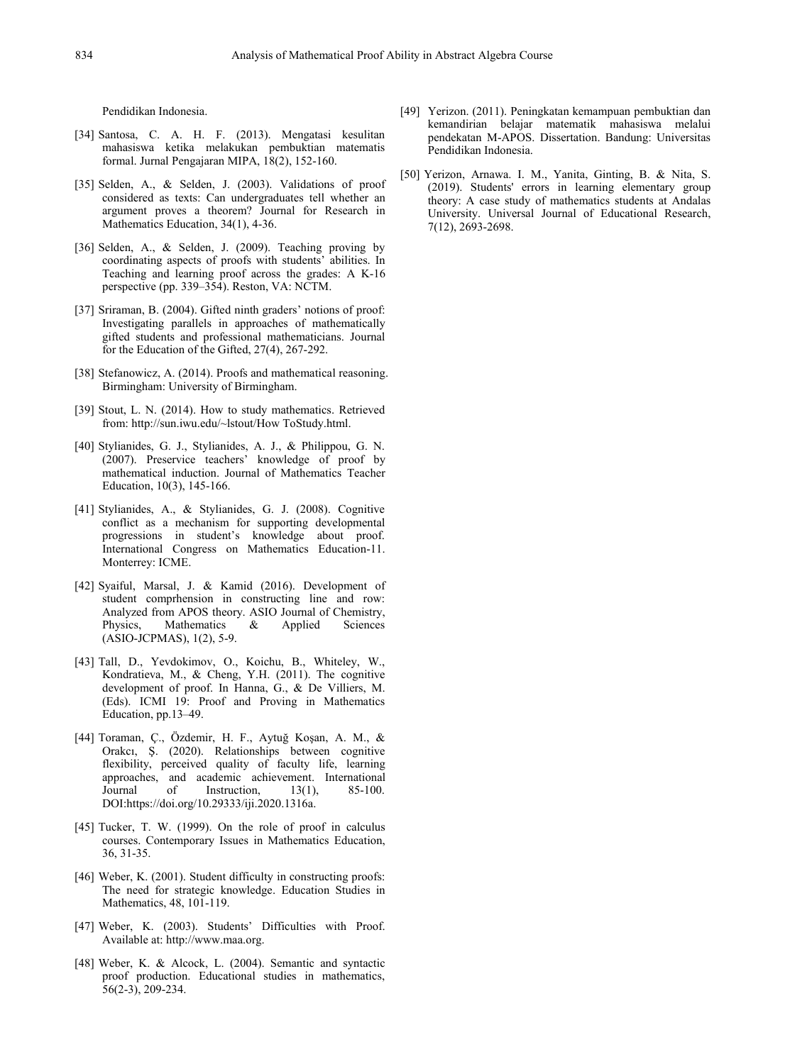Pendidikan Indonesia.

[34] Santosa, C. A. H. F. (2013). Mengatasi kesulitan mahasiswa ketika melakukan pembuktian matematis formal. Jurnal Pengajaran MIPA, 18(2), 152-160.

[35] Selden, A., & Selden, J. (2003). Validations of proof considered as texts: Can undergraduates tell whether an argument proves a theorem? Journal for Research in Mathematics Education, 34(1), 4-36.

[36] Selden, A., & Selden, J. (2009). Teaching proving by coordinating aspects of proofs with students' abilities. In Teaching and learning proof across the grades: A K-16 perspective (pp. 339–354). Reston, VA: NCTM.

[37] Sriraman, B. (2004). Gifted ninth graders' notions of proof: Investigating parallels in approaches of mathematically gifted students and professional mathematicians. Journal for the Education of the Gifted, 27(4), 267-292.

[38] Stefanowicz, A. (2014). Proofs and mathematical reasoning. Birmingham: University of Birmingham.

[39] Stout, L. N. (2014). How to study mathematics. Retrieved from: http://sun.iwu.edu/~lstout/How ToStudy.html.

[40] Stylianides, G. J., Stylianides, A. J., & Philippou, G. N. (2007). Preservice teachers' knowledge of proof by mathematical induction. Journal of Mathematics Teacher Education, 10(3), 145-166.

[41] Stylianides, A., & Stylianides, G. J. (2008). Cognitive conflict as a mechanism for supporting developmental progressions in student's knowledge about proof. International Congress on Mathematics Education-11. Monterrey: ICME.

[42] Syaiful, Marsal, J. & Kamid (2016). Development of student comprhension in constructing line and row: Analyzed from APOS theory. ASIO Journal of Chemistry, Physics, Mathematics & Applied Sciences (ASIO-JCPMAS), 1(2), 5-9.

[43] Tall, D., Yevdokimov, O., Koichu, B., Whiteley, W., Kondratieva, M., & Cheng, Y.H. (2011). The cognitive development of proof. In Hanna, G., & De Villiers, M. (Eds). ICMI 19: Proof and Proving in Mathematics Education, pp.13–49.

[44] Toraman, Ç., Özdemir, H. F., Aytuğ Koşan, A. M., & Orakcı, Ş. (2020). Relationships between cognitive flexibility, perceived quality of faculty life, learning approaches, and academic achievement. International Journal of Instruction, 13(1), 85-100. DOI:https://doi.org/10.29333/iji.2020.1316a.

[45] Tucker, T. W. (1999). On the role of proof in calculus courses. Contemporary Issues in Mathematics Education, 36, 31-35.

[46] Weber, K. (2001). Student difficulty in constructing proofs: The need for strategic knowledge. Education Studies in Mathematics, 48, 101-119.

[47] Weber, K. (2003). Students' Difficulties with Proof. Available at: http://www.maa.org.

[48] Weber, K. & Alcock, L. (2004). Semantic and syntactic proof production. Educational studies in mathematics, 56(2-3), 209-234.

[49] Yerizon. (2011). Peningkatan kemampuan pembuktian dan kemandirian belajar matematik mahasiswa melalui pendekatan M-APOS. Dissertation. Bandung: Universitas Pendidikan Indonesia.

[50] Yerizon, Arnawa. I. M., Yanita, Ginting, B. & Nita, S. (2019). Students' errors in learning elementary group theory: A case study of mathematics students at Andalas University. Universal Journal of Educational Research, 7(12), 2693-2698.